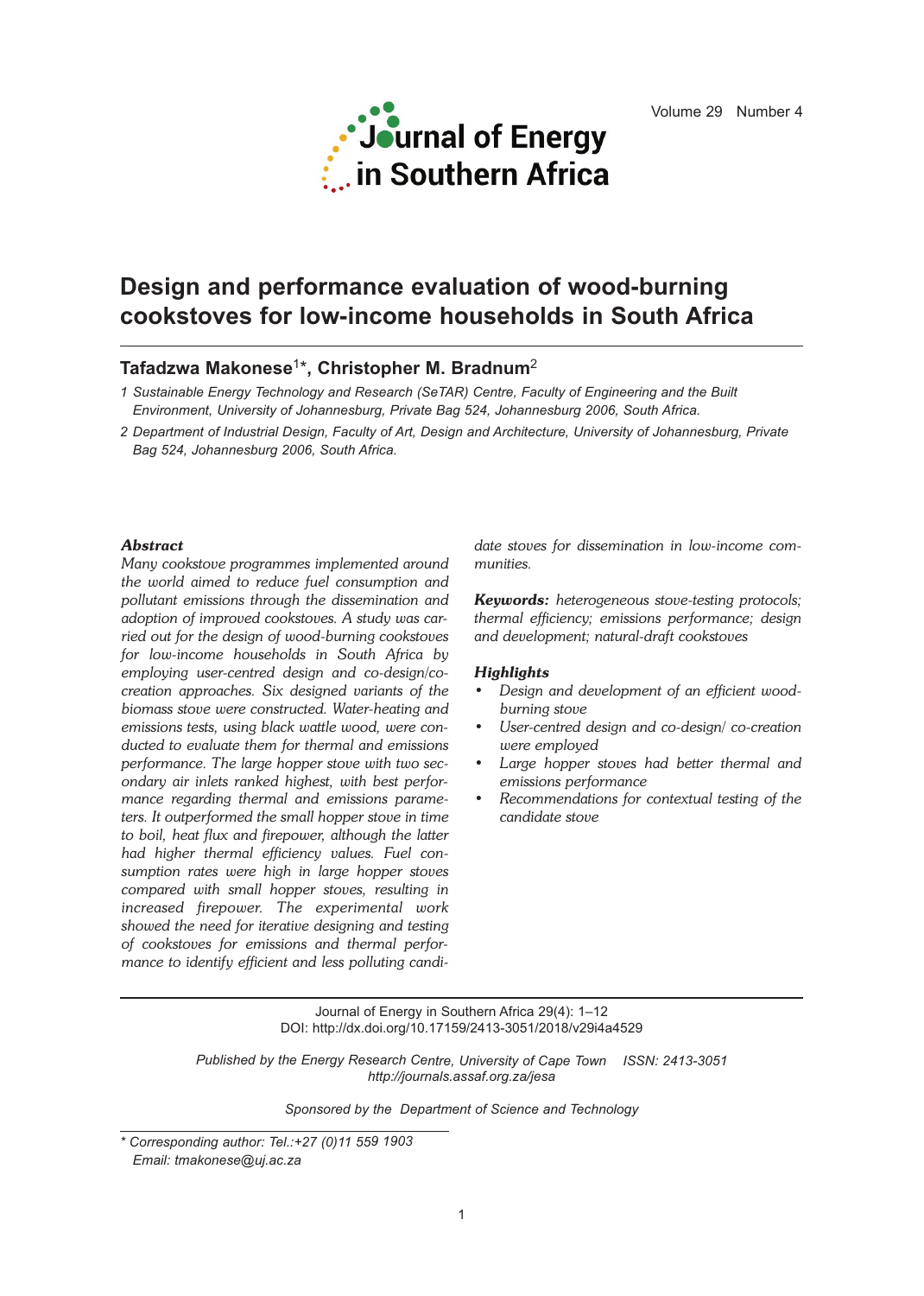# Design and performance evaluation of wood-burning cookstoves for low-income households in South Africa

**Tafadzwa Makonese**[1]*, **Christopher M. Bradnum**[2]

*1 Sustainable Energy Technology and Research (SeTAR) Centre, Faculty of Engineering and the Built Environment, University of Johannesburg, Private Bag 524, Johannesburg 2006, South Africa.*

*2 Department of Industrial Design, Faculty of Art, Design and Architecture, University of Johannesburg, Private Bag 524, Johannesburg 2006, South Africa.*

### *Abstract*

*Many cookstove programmes implemented around the world aimed to reduce fuel consumption and pollutant emissions through the dissemination and adoption of improved cookstoves. A study was carried out for the design of wood-burning cookstoves for low-income households in South Africa by employing user-centred design and co-design/co-creation approaches. Six designed variants of the biomass stove were constructed. Water-heating and emissions tests, using black wattle wood, were conducted to evaluate them for thermal and emissions performance. The large hopper stove with two secondary air inlets ranked highest, with best performance regarding thermal and emissions parameters. It outperformed the small hopper stove in time to boil, heat flux and firepower, although the latter had higher thermal efficiency values. Fuel consumption rates were high in large hopper stoves compared with small hopper stoves, resulting in increased firepower. The experimental work showed the need for iterative designing and testing of cookstoves for emissions and thermal performance to identify efficient and less polluting candidate stoves for dissemination in low-income communities.*

***Keywords:*** *heterogeneous stove-testing protocols; thermal efficiency; emissions performance; design and development; natural-draft cookstoves*

### *Highlights*

- *Design and development of an efficient wood-burning stove*
- *User-centred design and co-design/ co-creation were employed*
- *Large hopper stoves had better thermal and emissions performance*
- *Recommendations for contextual testing of the candidate stove*

Journal of Energy in Southern Africa 29(4): 1–12
DOI: http://dx.doi.org/10.17159/2413-3051/2018/v29i4a4529

*Published by the Energy Research Centre, University of Cape Town ISSN: 2413-3051*
*http://journals.assaf.org.za/jesa*

*Sponsored by the Department of Science and Technology*

\* *Corresponding author: Tel.:+27 (0)11 559 1903*
*Email: tmakonese@uj.ac.za*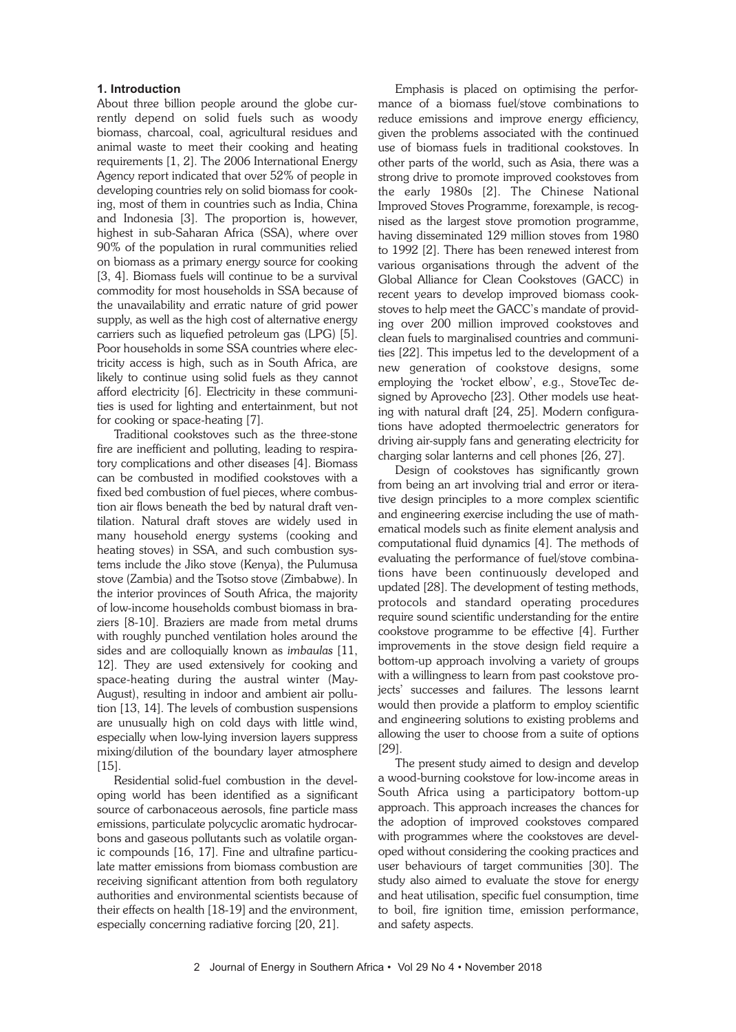## 1. Introduction

About three billion people around the globe currently depend on solid fuels such as woody biomass, charcoal, coal, agricultural residues and animal waste to meet their cooking and heating requirements [1, 2]. The 2006 International Energy Agency report indicated that over 52% of people in developing countries rely on solid biomass for cooking, most of them in countries such as India, China and Indonesia [3]. The proportion is, however, highest in sub-Saharan Africa (SSA), where over 90% of the population in rural communities relied on biomass as a primary energy source for cooking [3, 4]. Biomass fuels will continue to be a survival commodity for most households in SSA because of the unavailability and erratic nature of grid power supply, as well as the high cost of alternative energy carriers such as liquefied petroleum gas (LPG) [5]. Poor households in some SSA countries where electricity access is high, such as in South Africa, are likely to continue using solid fuels as they cannot afford electricity [6]. Electricity in these communities is used for lighting and entertainment, but not for cooking or space-heating [7].

Traditional cookstoves such as the three-stone fire are inefficient and polluting, leading to respiratory complications and other diseases [4]. Biomass can be combusted in modified cookstoves with a fixed bed combustion of fuel pieces, where combustion air flows beneath the bed by natural draft ventilation. Natural draft stoves are widely used in many household energy systems (cooking and heating stoves) in SSA, and such combustion systems include the Jiko stove (Kenya), the Pulumusa stove (Zambia) and the Tsotso stove (Zimbabwe). In the interior provinces of South Africa, the majority of low-income households combust biomass in braziers [8-10]. Braziers are made from metal drums with roughly punched ventilation holes around the sides and are colloquially known as *imbaulas* [11, 12]. They are used extensively for cooking and space-heating during the austral winter (May-August), resulting in indoor and ambient air pollution [13, 14]. The levels of combustion suspensions are unusually high on cold days with little wind, especially when low-lying inversion layers suppress mixing/dilution of the boundary layer atmosphere [15].

Residential solid-fuel combustion in the developing world has been identified as a significant source of carbonaceous aerosols, fine particle mass emissions, particulate polycyclic aromatic hydrocarbons and gaseous pollutants such as volatile organic compounds [16, 17]. Fine and ultrafine particulate matter emissions from biomass combustion are receiving significant attention from both regulatory authorities and environmental scientists because of their effects on health [18-19] and the environment, especially concerning radiative forcing [20, 21].

Emphasis is placed on optimising the performance of a biomass fuel/stove combinations to reduce emissions and improve energy efficiency, given the problems associated with the continued use of biomass fuels in traditional cookstoves. In other parts of the world, such as Asia, there was a strong drive to promote improved cookstoves from the early 1980s [2]. The Chinese National Improved Stoves Programme, forexample, is recognised as the largest stove promotion programme, having disseminated 129 million stoves from 1980 to 1992 [2]. There has been renewed interest from various organisations through the advent of the Global Alliance for Clean Cookstoves (GACC) in recent years to develop improved biomass cookstoves to help meet the GACC's mandate of providing over 200 million improved cookstoves and clean fuels to marginalised countries and communities [22]. This impetus led to the development of a new generation of cookstove designs, some employing the 'rocket elbow', e.g., StoveTec designed by Aprovecho [23]. Other models use heating with natural draft [24, 25]. Modern configurations have adopted thermoelectric generators for driving air-supply fans and generating electricity for charging solar lanterns and cell phones [26, 27].

Design of cookstoves has significantly grown from being an art involving trial and error or iterative design principles to a more complex scientific and engineering exercise including the use of mathematical models such as finite element analysis and computational fluid dynamics [4]. The methods of evaluating the performance of fuel/stove combinations have been continuously developed and updated [28]. The development of testing methods, protocols and standard operating procedures require sound scientific understanding for the entire cookstove programme to be effective [4]. Further improvements in the stove design field require a bottom-up approach involving a variety of groups with a willingness to learn from past cookstove projects' successes and failures. The lessons learnt would then provide a platform to employ scientific and engineering solutions to existing problems and allowing the user to choose from a suite of options [29].

The present study aimed to design and develop a wood-burning cookstove for low-income areas in South Africa using a participatory bottom-up approach. This approach increases the chances for the adoption of improved cookstoves compared with programmes where the cookstoves are developed without considering the cooking practices and user behaviours of target communities [30]. The study also aimed to evaluate the stove for energy and heat utilisation, specific fuel consumption, time to boil, fire ignition time, emission performance, and safety aspects.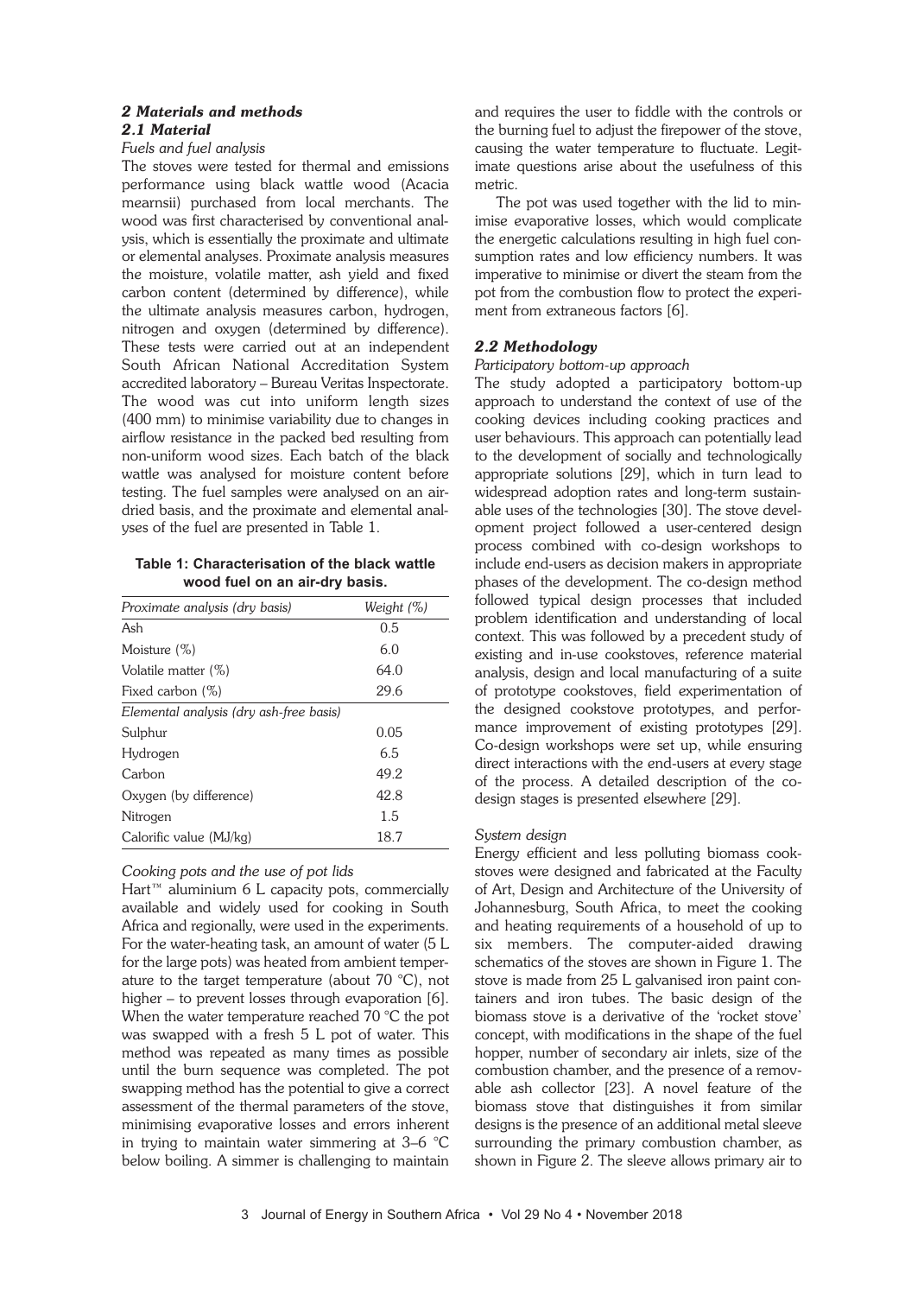## 2 Materials and methods

### 2.1 Material

*Fuels and fuel analysis*

The stoves were tested for thermal and emissions performance using black wattle wood (Acacia mearnsii) purchased from local merchants. The wood was first characterised by conventional analysis, which is essentially the proximate and ultimate or elemental analyses. Proximate analysis measures the moisture, volatile matter, ash yield and fixed carbon content (determined by difference), while the ultimate analysis measures carbon, hydrogen, nitrogen and oxygen (determined by difference). These tests were carried out at an independent South African National Accreditation System accredited laboratory – Bureau Veritas Inspectorate. The wood was cut into uniform length sizes (400 mm) to minimise variability due to changes in airflow resistance in the packed bed resulting from non-uniform wood sizes. Each batch of the black wattle was analysed for moisture content before testing. The fuel samples were analysed on an air-dried basis, and the proximate and elemental analyses of the fuel are presented in Table 1.

**Table 1: Characterisation of the black wattle wood fuel on an air-dry basis.**

| *Proximate analysis (dry basis)* | *Weight (%)* |
|---|---|
| Ash | 0.5 |
| Moisture (%) | 6.0 |
| Volatile matter (%) | 64.0 |
| Fixed carbon (%) | 29.6 |
| *Elemental analysis (dry ash-free basis)* | |
| Sulphur | 0.05 |
| Hydrogen | 6.5 |
| Carbon | 49.2 |
| Oxygen (by difference) | 42.8 |
| Nitrogen | 1.5 |
| Calorific value (MJ/kg) | 18.7 |

*Cooking pots and the use of pot lids*

Hart™ aluminium 6 L capacity pots, commercially available and widely used for cooking in South Africa and regionally, were used in the experiments. For the water-heating task, an amount of water (5 L for the large pots) was heated from ambient temperature to the target temperature (about 70 °C), not higher – to prevent losses through evaporation [6]. When the water temperature reached 70 °C the pot was swapped with a fresh 5 L pot of water. This method was repeated as many times as possible until the burn sequence was completed. The pot swapping method has the potential to give a correct assessment of the thermal parameters of the stove, minimising evaporative losses and errors inherent in trying to maintain water simmering at 3–6 °C below boiling. A simmer is challenging to maintain and requires the user to fiddle with the controls or the burning fuel to adjust the firepower of the stove, causing the water temperature to fluctuate. Legitimate questions arise about the usefulness of this metric.

The pot was used together with the lid to minimise evaporative losses, which would complicate the energetic calculations resulting in high fuel consumption rates and low efficiency numbers. It was imperative to minimise or divert the steam from the pot from the combustion flow to protect the experiment from extraneous factors [6].

### 2.2 Methodology

*Participatory bottom-up approach*

The study adopted a participatory bottom-up approach to understand the context of use of the cooking devices including cooking practices and user behaviours. This approach can potentially lead to the development of socially and technologically appropriate solutions [29], which in turn lead to widespread adoption rates and long-term sustainable uses of the technologies [30]. The stove development project followed a user-centered design process combined with co-design workshops to include end-users as decision makers in appropriate phases of the development. The co-design method followed typical design processes that included problem identification and understanding of local context. This was followed by a precedent study of existing and in-use cookstoves, reference material analysis, design and local manufacturing of a suite of prototype cookstoves, field experimentation of the designed cookstove prototypes, and performance improvement of existing prototypes [29]. Co-design workshops were set up, while ensuring direct interactions with the end-users at every stage of the process. A detailed description of the co-design stages is presented elsewhere [29].

*System design*

Energy efficient and less polluting biomass cookstoves were designed and fabricated at the Faculty of Art, Design and Architecture of the University of Johannesburg, South Africa, to meet the cooking and heating requirements of a household of up to six members. The computer-aided drawing schematics of the stoves are shown in Figure 1. The stove is made from 25 L galvanised iron paint containers and iron tubes. The basic design of the biomass stove is a derivative of the 'rocket stove' concept, with modifications in the shape of the fuel hopper, number of secondary air inlets, size of the combustion chamber, and the presence of a removable ash collector [23]. A novel feature of the biomass stove that distinguishes it from similar designs is the presence of an additional metal sleeve surrounding the primary combustion chamber, as shown in Figure 2. The sleeve allows primary air to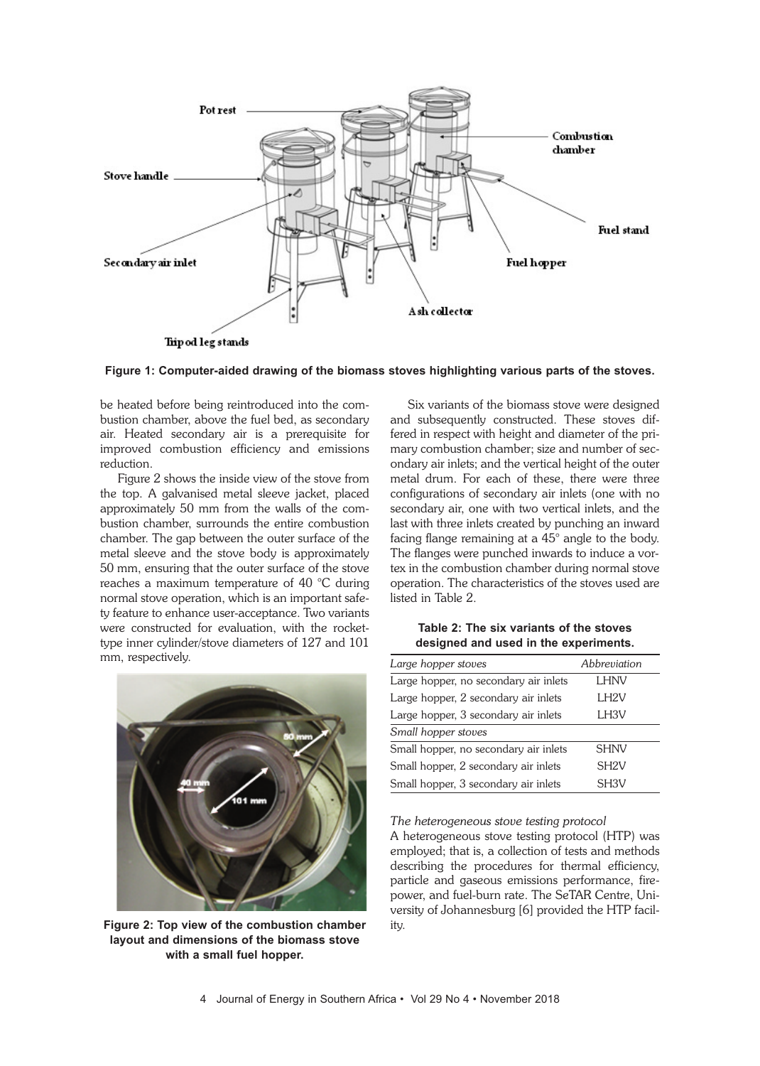Figure 1: Computer-aided drawing of the biomass stoves highlighting various parts of the stoves.

be heated before being reintroduced into the combustion chamber, above the fuel bed, as secondary air. Heated secondary air is a prerequisite for improved combustion efficiency and emissions reduction.

Figure 2 shows the inside view of the stove from the top. A galvanised metal sleeve jacket, placed approximately 50 mm from the walls of the combustion chamber, surrounds the entire combustion chamber. The gap between the outer surface of the metal sleeve and the stove body is approximately 50 mm, ensuring that the outer surface of the stove reaches a maximum temperature of 40 °C during normal stove operation, which is an important safety feature to enhance user-acceptance. Two variants were constructed for evaluation, with the rocket-type inner cylinder/stove diameters of 127 and 101 mm, respectively.

Figure 2: Top view of the combustion chamber layout and dimensions of the biomass stove with a small fuel hopper.

Six variants of the biomass stove were designed and subsequently constructed. These stoves differed in respect with height and diameter of the primary combustion chamber; size and number of secondary air inlets; and the vertical height of the outer metal drum. For each of these, there were three configurations of secondary air inlets (one with no secondary air, one with two vertical inlets, and the last with three inlets created by punching an inward facing flange remaining at a 45° angle to the body. The flanges were punched inwards to induce a vortex in the combustion chamber during normal stove operation. The characteristics of the stoves used are listed in Table 2.

**Table 2: The six variants of the stoves designed and used in the experiments.**

| *Large hopper stoves* | *Abbreviation* |
|---|---|
| Large hopper, no secondary air inlets | LHNV |
| Large hopper, 2 secondary air inlets | LH2V |
| Large hopper, 3 secondary air inlets | LH3V |
| *Small hopper stoves* | |
| Small hopper, no secondary air inlets | SHNV |
| Small hopper, 2 secondary air inlets | SH2V |
| Small hopper, 3 secondary air inlets | SH3V |

*The heterogeneous stove testing protocol*

A heterogeneous stove testing protocol (HTP) was employed; that is, a collection of tests and methods describing the procedures for thermal efficiency, particle and gaseous emissions performance, firepower, and fuel-burn rate. The SeTAR Centre, University of Johannesburg [6] provided the HTP facility.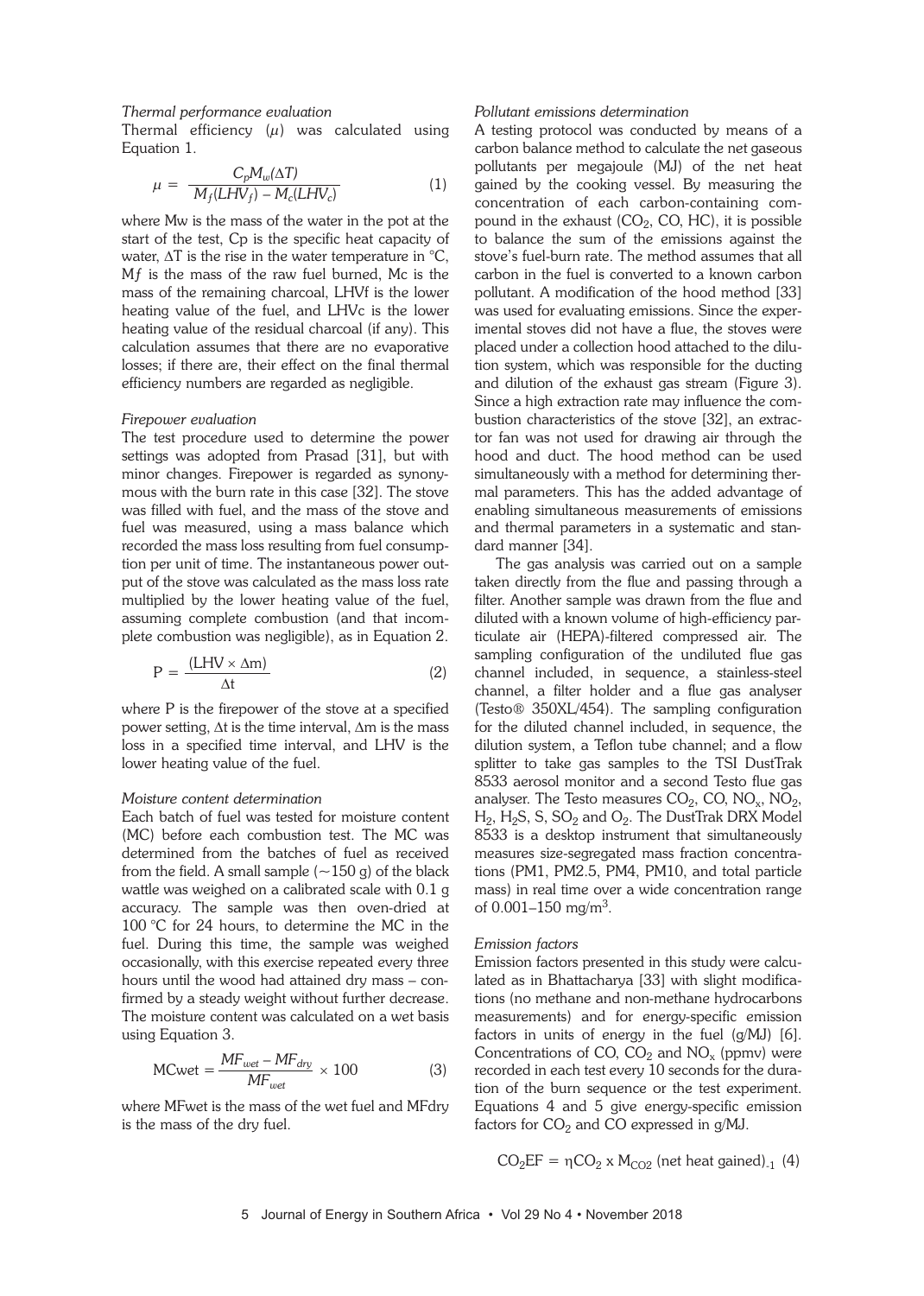*Thermal performance evaluation*

Thermal efficiency ($\mu$) was calculated using Equation 1.

$$\mu = \frac{C_p M_w(\Delta T)}{M_f(LHV_f) - M_c(LHV_c)} \quad (1)$$

where Mw is the mass of the water in the pot at the start of the test, Cp is the specific heat capacity of water, $\Delta T$ is the rise in the water temperature in °C, M*f* is the mass of the raw fuel burned, Mc is the mass of the remaining charcoal, LHVf is the lower heating value of the fuel, and LHVc is the lower heating value of the residual charcoal (if any). This calculation assumes that there are no evaporative losses; if there are, their effect on the final thermal efficiency numbers are regarded as negligible.

*Firepower evaluation*

The test procedure used to determine the power settings was adopted from Prasad [31], but with minor changes. Firepower is regarded as synonymous with the burn rate in this case [32]. The stove was filled with fuel, and the mass of the stove and fuel was measured, using a mass balance which recorded the mass loss resulting from fuel consumption per unit of time. The instantaneous power output of the stove was calculated as the mass loss rate multiplied by the lower heating value of the fuel, assuming complete combustion (and that incomplete combustion was negligible), as in Equation 2.

$$P = \frac{(LHV \times \Delta m)}{\Delta t} \quad (2)$$

where P is the firepower of the stove at a specified power setting, $\Delta t$ is the time interval, $\Delta m$ is the mass loss in a specified time interval, and LHV is the lower heating value of the fuel.

*Moisture content determination*

Each batch of fuel was tested for moisture content (MC) before each combustion test. The MC was determined from the batches of fuel as received from the field. A small sample (~150 g) of the black wattle was weighed on a calibrated scale with 0.1 g accuracy. The sample was then oven-dried at 100 °C for 24 hours, to determine the MC in the fuel. During this time, the sample was weighed occasionally, with this exercise repeated every three hours until the wood had attained dry mass – confirmed by a steady weight without further decrease. The moisture content was calculated on a wet basis using Equation 3.

$$MCwet = \frac{MF_{wet} - MF_{dry}}{MF_{wet}} \times 100 \quad (3)$$

where MFwet is the mass of the wet fuel and MFdry is the mass of the dry fuel.

*Pollutant emissions determination*

A testing protocol was conducted by means of a carbon balance method to calculate the net gaseous pollutants per megajoule (MJ) of the net heat gained by the cooking vessel. By measuring the concentration of each carbon-containing compound in the exhaust ($CO_2$, CO, HC), it is possible to balance the sum of the emissions against the stove's fuel-burn rate. The method assumes that all carbon in the fuel is converted to a known carbon pollutant. A modification of the hood method [33] was used for evaluating emissions. Since the experimental stoves did not have a flue, the stoves were placed under a collection hood attached to the dilution system, which was responsible for the ducting and dilution of the exhaust gas stream (Figure 3). Since a high extraction rate may influence the combustion characteristics of the stove [32], an extractor fan was not used for drawing air through the hood and duct. The hood method can be used simultaneously with a method for determining thermal parameters. This has the added advantage of enabling simultaneous measurements of emissions and thermal parameters in a systematic and standard manner [34].

The gas analysis was carried out on a sample taken directly from the flue and passing through a filter. Another sample was drawn from the flue and diluted with a known volume of high-efficiency particulate air (HEPA)-filtered compressed air. The sampling configuration of the undiluted flue gas channel included, in sequence, a stainless-steel channel, a filter holder and a flue gas analyser (Testo® 350XL/454). The sampling configuration for the diluted channel included, in sequence, the dilution system, a Teflon tube channel; and a flow splitter to take gas samples to the TSI DustTrak 8533 aerosol monitor and a second Testo flue gas analyser. The Testo measures $CO_2$, CO, $NO_x$, $NO_2$, $H_2$, $H_2S$, S, $SO_2$ and $O_2$. The DustTrak DRX Model 8533 is a desktop instrument that simultaneously measures size-segregated mass fraction concentrations (PM1, PM2.5, PM4, PM10, and total particle mass) in real time over a wide concentration range of 0.001–150 mg/m$^3$.

*Emission factors*

Emission factors presented in this study were calculated as in Bhattacharya [33] with slight modifications (no methane and non-methane hydrocarbons measurements) and for energy-specific emission factors in units of energy in the fuel (g/MJ) [6]. Concentrations of CO, $CO_2$ and $NO_x$ (ppmv) were recorded in each test every 10 seconds for the duration of the burn sequence or the test experiment. Equations 4 and 5 give energy-specific emission factors for $CO_2$ and CO expressed in g/MJ.

$$CO_2EF = \eta CO_2 \text{ x } M_{CO2} \text{ (net heat gained)}_{-1} \quad (4)$$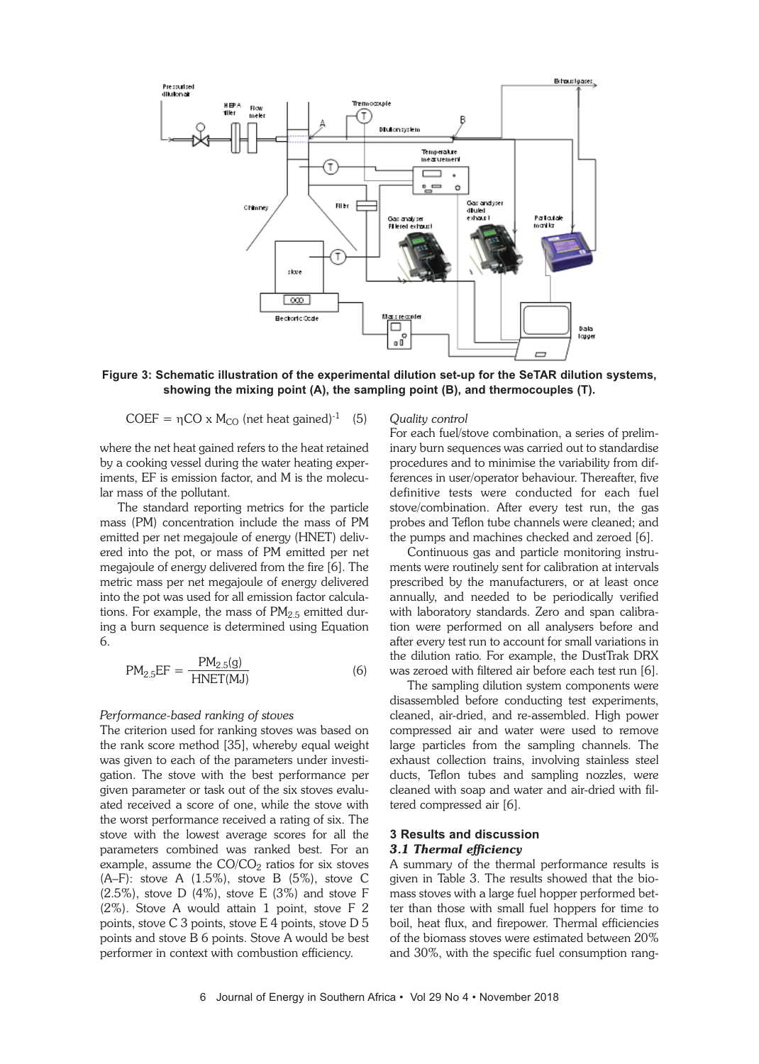**Figure 3: Schematic illustration of the experimental dilution set-up for the SeTAR dilution systems, showing the mixing point (A), the sampling point (B), and thermocouples (T).**

$$\text{COEF} = \eta\text{CO} \times M_{CO} \text{ (net heat gained)}^{-1} \quad (5)$$

where the net heat gained refers to the heat retained by a cooking vessel during the water heating experiments, EF is emission factor, and M is the molecular mass of the pollutant.

The standard reporting metrics for the particle mass (PM) concentration include the mass of PM emitted per net megajoule of energy (HNET) delivered into the pot, or mass of PM emitted per net megajoule of energy delivered from the fire [6]. The metric mass per net megajoule of energy delivered into the pot was used for all emission factor calculations. For example, the mass of $PM_{2.5}$ emitted during a burn sequence is determined using Equation 6.

$$PM_{2.5}EF = \frac{PM_{2.5}(g)}{HNET(MJ)} \quad (6)$$

*Performance-based ranking of stoves*

The criterion used for ranking stoves was based on the rank score method [35], whereby equal weight was given to each of the parameters under investigation. The stove with the best performance per given parameter or task out of the six stoves evaluated received a score of one, while the stove with the worst performance received a rating of six. The stove with the lowest average scores for all the parameters combined was ranked best. For an example, assume the $CO/CO_2$ ratios for six stoves (A–F): stove A (1.5%), stove B (5%), stove C (2.5%), stove D (4%), stove E (3%) and stove F (2%). Stove A would attain 1 point, stove F 2 points, stove C 3 points, stove E 4 points, stove D 5 points and stove B 6 points. Stove A would be best performer in context with combustion efficiency.

*Quality control*

For each fuel/stove combination, a series of preliminary burn sequences was carried out to standardise procedures and to minimise the variability from differences in user/operator behaviour. Thereafter, five definitive tests were conducted for each fuel stove/combination. After every test run, the gas probes and Teflon tube channels were cleaned; and the pumps and machines checked and zeroed [6].

Continuous gas and particle monitoring instruments were routinely sent for calibration at intervals prescribed by the manufacturers, or at least once annually, and needed to be periodically verified with laboratory standards. Zero and span calibration were performed on all analysers before and after every test run to account for small variations in the dilution ratio. For example, the DustTrak DRX was zeroed with filtered air before each test run [6].

The sampling dilution system components were disassembled before conducting test experiments, cleaned, air-dried, and re-assembled. High power compressed air and water were used to remove large particles from the sampling channels. The exhaust collection trains, involving stainless steel ducts, Teflon tubes and sampling nozzles, were cleaned with soap and water and air-dried with filtered compressed air [6].

## 3 Results and discussion

### *3.1 Thermal efficiency*

A summary of the thermal performance results is given in Table 3. The results showed that the biomass stoves with a large fuel hopper performed better than those with small fuel hoppers for time to boil, heat flux, and firepower. Thermal efficiencies of the biomass stoves were estimated between 20% and 30%, with the specific fuel consumption rang-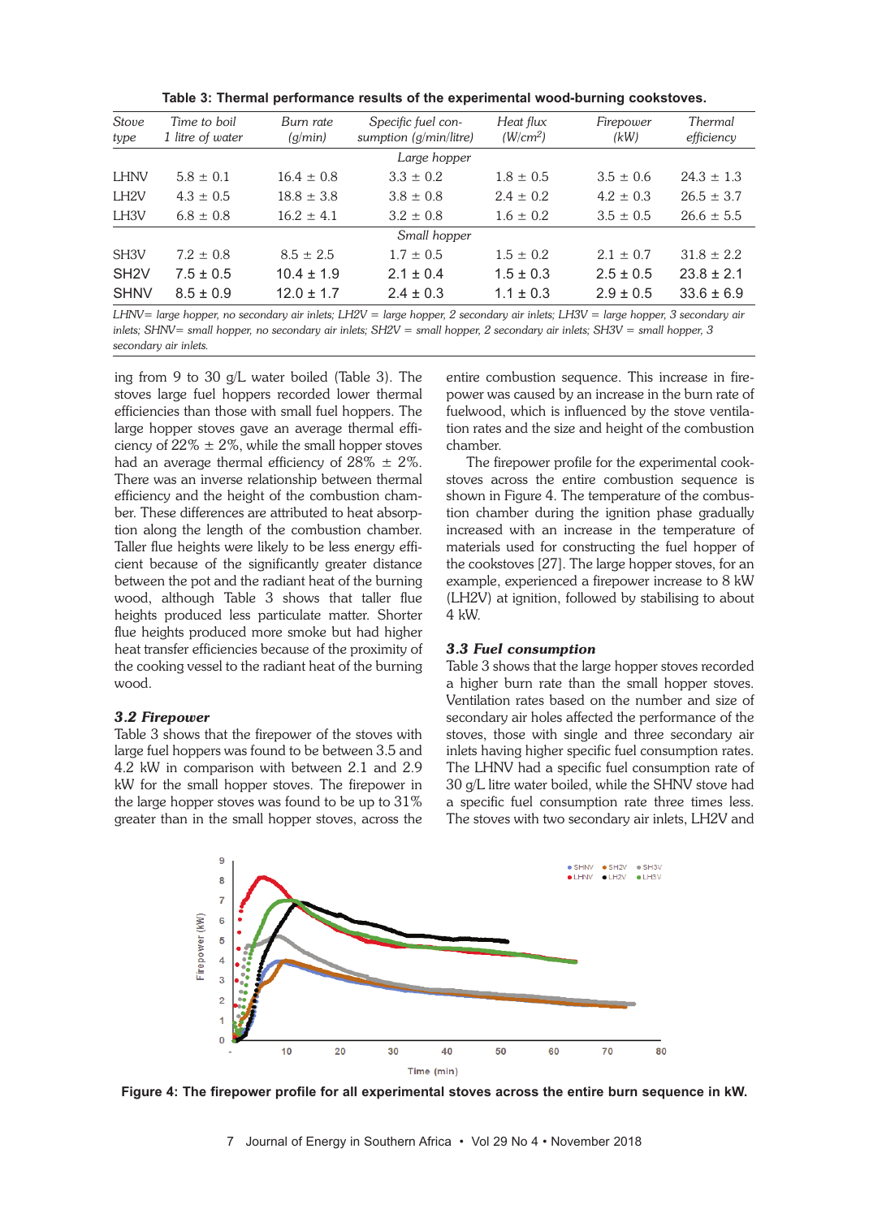**Table 3: Thermal performance results of the experimental wood-burning cookstoves.**

| Stove type | Time to boil 1 litre of water | Burn rate (g/min) | Specific fuel consumption (g/min/litre) | Heat flux (W/cm$^2$) | Firepower (kW) | Thermal efficiency |
|---|---|---|---|---|---|---|
| | | | *Large hopper* | | | |
| LHNV | 5.8 ± 0.1 | 16.4 ± 0.8 | 3.3 ± 0.2 | 1.8 ± 0.5 | 3.5 ± 0.6 | 24.3 ± 1.3 |
| LH2V | 4.3 ± 0.5 | 18.8 ± 3.8 | 3.8 ± 0.8 | 2.4 ± 0.2 | 4.2 ± 0.3 | 26.5 ± 3.7 |
| LH3V | 6.8 ± 0.8 | 16.2 ± 4.1 | 3.2 ± 0.8 | 1.6 ± 0.2 | 3.5 ± 0.5 | 26.6 ± 5.5 |
| | | | *Small hopper* | | | |
| SH3V | 7.2 ± 0.8 | 8.5 ± 2.5 | 1.7 ± 0.5 | 1.5 ± 0.2 | 2.1 ± 0.7 | 31.8 ± 2.2 |
| SH2V | 7.5 ± 0.5 | 10.4 ± 1.9 | 2.1 ± 0.4 | 1.5 ± 0.3 | 2.5 ± 0.5 | 23.8 ± 2.1 |
| SHNV | 8.5 ± 0.9 | 12.0 ± 1.7 | 2.4 ± 0.3 | 1.1 ± 0.3 | 2.9 ± 0.5 | 33.6 ± 6.9 |

*LHNV= large hopper, no secondary air inlets; LH2V = large hopper, 2 secondary air inlets; LH3V = large hopper, 3 secondary air inlets; SHNV= small hopper, no secondary air inlets; SH2V = small hopper, 2 secondary air inlets; SH3V = small hopper, 3 secondary air inlets.*

ing from 9 to 30 g/L water boiled (Table 3). The stoves large fuel hoppers recorded lower thermal efficiencies than those with small fuel hoppers. The large hopper stoves gave an average thermal efficiency of 22% ± 2%, while the small hopper stoves had an average thermal efficiency of 28% ± 2%. There was an inverse relationship between thermal efficiency and the height of the combustion chamber. These differences are attributed to heat absorption along the length of the combustion chamber. Taller flue heights were likely to be less energy efficient because of the significantly greater distance between the pot and the radiant heat of the burning wood, although Table 3 shows that taller flue heights produced less particulate matter. Shorter flue heights produced more smoke but had higher heat transfer efficiencies because of the proximity of the cooking vessel to the radiant heat of the burning wood.

### *3.2 Firepower*

Table 3 shows that the firepower of the stoves with large fuel hoppers was found to be between 3.5 and 4.2 kW in comparison with between 2.1 and 2.9 kW for the small hopper stoves. The firepower in the large hopper stoves was found to be up to 31% greater than in the small hopper stoves, across the entire combustion sequence. This increase in firepower was caused by an increase in the burn rate of fuelwood, which is influenced by the stove ventilation rates and the size and height of the combustion chamber.

The firepower profile for the experimental cookstoves across the entire combustion sequence is shown in Figure 4. The temperature of the combustion chamber during the ignition phase gradually increased with an increase in the temperature of materials used for constructing the fuel hopper of the cookstoves [27]. The large hopper stoves, for an example, experienced a firepower increase to 8 kW (LH2V) at ignition, followed by stabilising to about 4 kW.

### *3.3 Fuel consumption*

Table 3 shows that the large hopper stoves recorded a higher burn rate than the small hopper stoves. Ventilation rates based on the number and size of secondary air holes affected the performance of the stoves, those with single and three secondary air inlets having higher specific fuel consumption rates. The LHNV had a specific fuel consumption rate of 30 g/L litre water boiled, while the SHNV stove had a specific fuel consumption rate three times less. The stoves with two secondary air inlets, LH2V and

**Figure 4: The firepower profile for all experimental stoves across the entire burn sequence in kW.**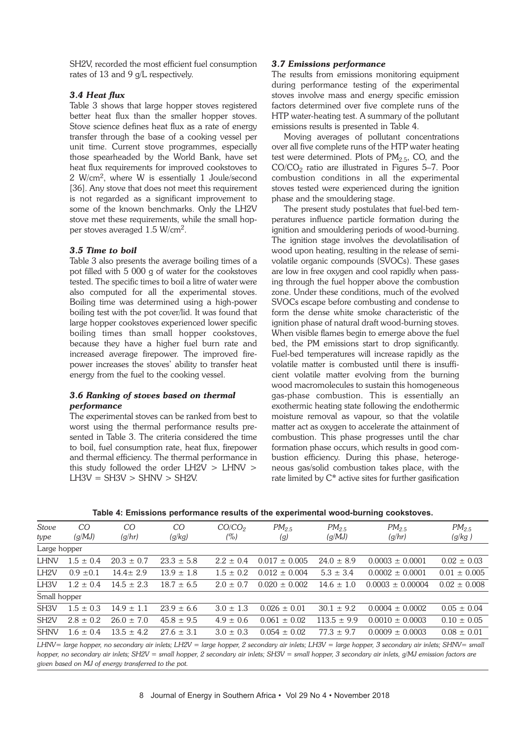SH2V, recorded the most efficient fuel consumption rates of 13 and 9 g/L respectively.

### *3.4 Heat flux*

Table 3 shows that large hopper stoves registered better heat flux than the smaller hopper stoves. Stove science defines heat flux as a rate of energy transfer through the base of a cooking vessel per unit time. Current stove programmes, especially those spearheaded by the World Bank, have set heat flux requirements for improved cookstoves to 2 W/cm$^2$, where W is essentially 1 Joule/second [36]. Any stove that does not meet this requirement is not regarded as a significant improvement to some of the known benchmarks. Only the LH2V stove met these requirements, while the small hopper stoves averaged 1.5 W/cm$^2$.

### *3.5 Time to boil*

Table 3 also presents the average boiling times of a pot filled with 5 000 g of water for the cookstoves tested. The specific times to boil a litre of water were also computed for all the experimental stoves. Boiling time was determined using a high-power boiling test with the pot cover/lid. It was found that large hopper cookstoves experienced lower specific boiling times than small hopper cookstoves, because they have a higher fuel burn rate and increased average firepower. The improved firepower increases the stoves' ability to transfer heat energy from the fuel to the cooking vessel.

### *3.6 Ranking of stoves based on thermal performance*

The experimental stoves can be ranked from best to worst using the thermal performance results presented in Table 3. The criteria considered the time to boil, fuel consumption rate, heat flux, firepower and thermal efficiency. The thermal performance in this study followed the order LH2V > LHNV > LH3V = SH3V > SHNV > SH2V.

### *3.7 Emissions performance*

The results from emissions monitoring equipment during performance testing of the experimental stoves involve mass and energy specific emission factors determined over five complete runs of the HTP water-heating test. A summary of the pollutant emissions results is presented in Table 4.

Moving averages of pollutant concentrations over all five complete runs of the HTP water heating test were determined. Plots of $PM_{2.5}$, CO, and the $CO/CO_2$ ratio are illustrated in Figures 5–7. Poor combustion conditions in all the experimental stoves tested were experienced during the ignition phase and the smouldering stage.

The present study postulates that fuel-bed temperatures influence particle formation during the ignition and smouldering periods of wood-burning. The ignition stage involves the devolatilisation of wood upon heating, resulting in the release of semi-volatile organic compounds (SVOCs). These gases are low in free oxygen and cool rapidly when passing through the fuel hopper above the combustion zone. Under these conditions, much of the evolved SVOCs escape before combusting and condense to form the dense white smoke characteristic of the ignition phase of natural draft wood-burning stoves. When visible flames begin to emerge above the fuel bed, the PM emissions start to drop significantly. Fuel-bed temperatures will increase rapidly as the volatile matter is combusted until there is insufficient volatile matter evolving from the burning wood macromolecules to sustain this homogeneous gas-phase combustion. This is essentially an exothermic heating state following the endothermic moisture removal as vapour, so that the volatile matter act as oxygen to accelerate the attainment of combustion. This phase progresses until the char formation phase occurs, which results in good combustion efficiency. During this phase, heterogeneous gas/solid combustion takes place, with the rate limited by C* active sites for further gasification

**Table 4: Emissions performance results of the experimental wood-burning cookstoves.**

| *Stove type* | *CO (g/MJ)* | *CO (g/hr)* | *CO (g/kg)* | *$CO/CO_2$ (%)* | *$PM_{2.5}$ (g)* | *$PM_{2.5}$ (g/MJ)* | *$PM_{2.5}$ (g/hr)* | *$PM_{2.5}$ (g/kg )* |
|---|---|---|---|---|---|---|---|---|
| Large hopper | | | | | | | | |
| LHNV | 1.5 ± 0.4 | 20.3 ± 0.7 | 23.3 ± 5.8 | 2.2 ± 0.4 | 0.017 ± 0.005 | 24.0 ± 8.9 | 0.0003 ± 0.0001 | 0.02 ± 0.03 |
| LH2V | 0.9 ±0.1 | 14.4± 2.9 | 13.9 ± 1.8 | 1.5 ± 0.2 | 0.012 ± 0.004 | 5.3 ± 3.4 | 0.0002 ± 0.0001 | 0.01 ± 0.005 |
| LH3V | 1.2 ± 0.4 | 14.5 ± 2.3 | 18.7 ± 6.5 | 2.0 ± 0.7 | 0.020 ± 0.002 | 14.6 ± 1.0 | 0.0003 ± 0.00004 | 0.02 ± 0.008 |
| Small hopper | | | | | | | | |
| SH3V | 1.5 ± 0.3 | 14.9 ± 1.1 | 23.9 ± 6.6 | 3.0 ± 1.3 | 0.026 ± 0.01 | 30.1 ± 9.2 | 0.0004 ± 0.0002 | 0.05 ± 0.04 |
| SH2V | 2.8 ± 0.2 | 26.0 ± 7.0 | 45.8 ± 9.5 | 4.9 ± 0.6 | 0.061 ± 0.02 | 113.5 ± 9.9 | 0.0010 ± 0.0003 | 0.10 ± 0.05 |
| SHNV | 1.6 ± 0.4 | 13.5 ± 4.2 | 27.6 ± 3.1 | 3.0 ± 0.3 | 0.054 ± 0.02 | 77.3 ± 9.7 | 0.0009 ± 0.0003 | 0.08 ± 0.01 |

*LHNV= large hopper, no secondary air inlets; LH2V = large hopper, 2 secondary air inlets; LH3V = large hopper, 3 secondary air inlets; SHNV= small hopper, no secondary air inlets; SH2V = small hopper, 2 secondary air inlets; SH3V = small hopper, 3 secondary air inlets, g/MJ emission factors are given based on MJ of energy transferred to the pot.*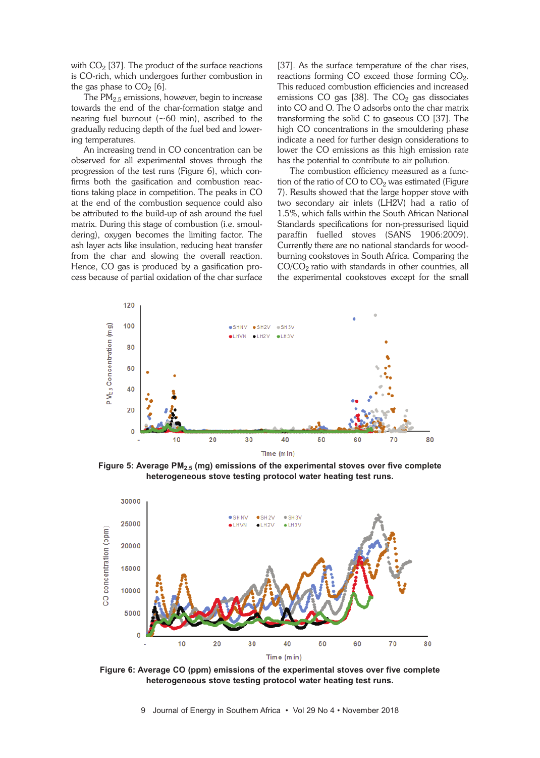with $CO_2$ [37]. The product of the surface reactions is CO-rich, which undergoes further combustion in the gas phase to $CO_2$ [6].

The $PM_{2.5}$ emissions, however, begin to increase towards the end of the char-formation statge and nearing fuel burnout (~60 min), ascribed to the gradually reducing depth of the fuel bed and lowering temperatures.

An increasing trend in CO concentration can be observed for all experimental stoves through the progression of the test runs (Figure 6), which confirms both the gasification and combustion reactions taking place in competition. The peaks in CO at the end of the combustion sequence could also be attributed to the build-up of ash around the fuel matrix. During this stage of combustion (i.e. smouldering), oxygen becomes the limiting factor. The ash layer acts like insulation, reducing heat transfer from the char and slowing the overall reaction. Hence, CO gas is produced by a gasification process because of partial oxidation of the char surface [37]. As the surface temperature of the char rises, reactions forming CO exceed those forming $CO_2$. This reduced combustion efficiencies and increased emissions CO gas [38]. The $CO_2$ gas dissociates into CO and O. The O adsorbs onto the char matrix transforming the solid C to gaseous CO [37]. The high CO concentrations in the smouldering phase indicate a need for further design considerations to lower the CO emissions as this high emission rate has the potential to contribute to air pollution.

The combustion efficiency measured as a function of the ratio of CO to $CO_2$ was estimated (Figure 7). Results showed that the large hopper stove with two secondary air inlets (LH2V) had a ratio of 1.5%, which falls within the South African National Standards specifications for non-pressurised liquid paraffin fuelled stoves (SANS 1906:2009). Currently there are no national standards for wood-burning cookstoves in South Africa. Comparing the $CO/CO_2$ ratio with standards in other countries, all the experimental cookstoves except for the small

**Figure 5: Average $PM_{2.5}$ (mg) emissions of the experimental stoves over five complete heterogeneous stove testing protocol water heating test runs.**

**Figure 6: Average CO (ppm) emissions of the experimental stoves over five complete heterogeneous stove testing protocol water heating test runs.**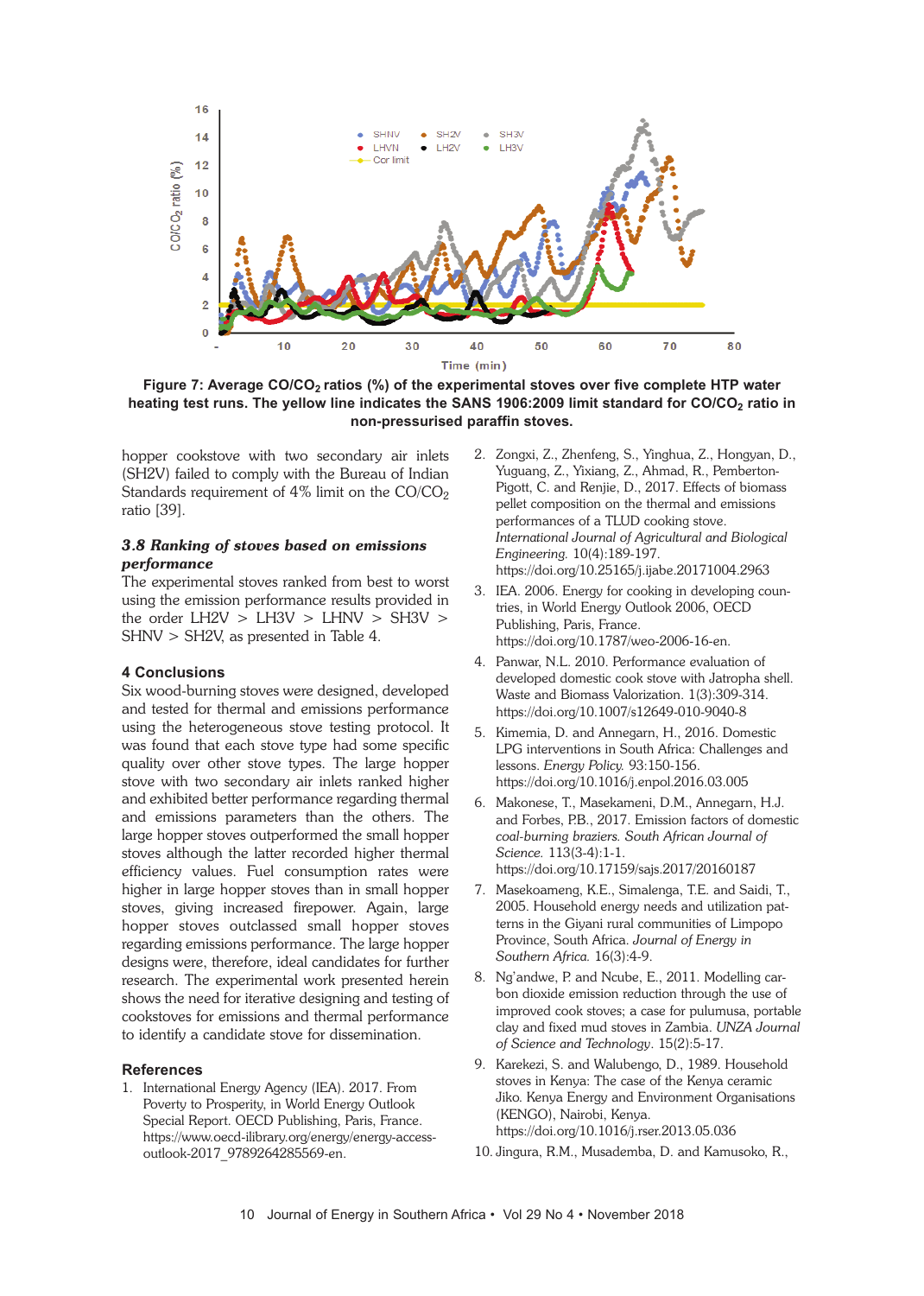Figure 7: Average $CO/CO_2$ ratios (%) of the experimental stoves over five complete HTP water heating test runs. The yellow line indicates the SANS 1906:2009 limit standard for $CO/CO_2$ ratio in non-pressurised paraffin stoves.

hopper cookstove with two secondary air inlets (SH2V) failed to comply with the Bureau of Indian Standards requirement of 4% limit on the $CO/CO_2$ ratio [39].

### *3.8 Ranking of stoves based on emissions performance*

The experimental stoves ranked from best to worst using the emission performance results provided in the order LH2V > LH3V > LHNV > SH3V > SHNV > SH2V, as presented in Table 4.

## 4 Conclusions

Six wood-burning stoves were designed, developed and tested for thermal and emissions performance using the heterogeneous stove testing protocol. It was found that each stove type had some specific quality over other stove types. The large hopper stove with two secondary air inlets ranked higher and exhibited better performance regarding thermal and emissions parameters than the others. The large hopper stoves outperformed the small hopper stoves although the latter recorded higher thermal efficiency values. Fuel consumption rates were higher in large hopper stoves than in small hopper stoves, giving increased firepower. Again, large hopper stoves outclassed small hopper stoves regarding emissions performance. The large hopper designs were, therefore, ideal candidates for further research. The experimental work presented herein shows the need for iterative designing and testing of cookstoves for emissions and thermal performance to identify a candidate stove for dissemination.

## References

1. International Energy Agency (IEA). 2017. From Poverty to Prosperity, in World Energy Outlook Special Report. OECD Publishing, Paris, France. https://www.oecd-ilibrary.org/energy/energy-access-outlook-2017_9789264285569-en.
2. Zongxi, Z., Zhenfeng, S., Yinghua, Z., Hongyan, D., Yuguang, Z., Yixiang, Z., Ahmad, R., Pemberton-Pigott, C. and Renjie, D., 2017. Effects of biomass pellet composition on the thermal and emissions performances of a TLUD cooking stove. *International Journal of Agricultural and Biological Engineering.* 10(4):189-197. https://doi.org/10.25165/j.ijabe.20171004.2963
3. IEA. 2006. Energy for cooking in developing countries, in World Energy Outlook 2006, OECD Publishing, Paris, France. https://doi.org/10.1787/weo-2006-16-en.
4. Panwar, N.L. 2010. Performance evaluation of developed domestic cook stove with Jatropha shell. Waste and Biomass Valorization. 1(3):309-314. https://doi.org/10.1007/s12649-010-9040-8
5. Kimemia, D. and Annegarn, H., 2016. Domestic LPG interventions in South Africa: Challenges and lessons. *Energy Policy.* 93:150-156. https://doi.org/10.1016/j.enpol.2016.03.005
6. Makonese, T., Masekameni, D.M., Annegarn, H.J. and Forbes, P.B., 2017. Emission factors of domestic *coal-burning braziers. South African Journal of Science.* 113(3-4):1-1. https://doi.org/10.17159/sajs.2017/20160187
7. Masekoameng, K.E., Simalenga, T.E. and Saidi, T., 2005. Household energy needs and utilization patterns in the Giyani rural communities of Limpopo Province, South Africa. *Journal of Energy in Southern Africa.* 16(3):4-9.
8. Ng'andwe, P. and Ncube, E., 2011. Modelling carbon dioxide emission reduction through the use of improved cook stoves; a case for pulumusa, portable clay and fixed mud stoves in Zambia. *UNZA Journal of Science and Technology.* 15(2):5-17.
9. Karekezi, S. and Walubengo, D., 1989. Household stoves in Kenya: The case of the Kenya ceramic Jiko. Kenya Energy and Environment Organisations (KENGO), Nairobi, Kenya. https://doi.org/10.1016/j.rser.2013.05.036
10. Jingura, R.M., Musademba, D. and Kamusoko, R.,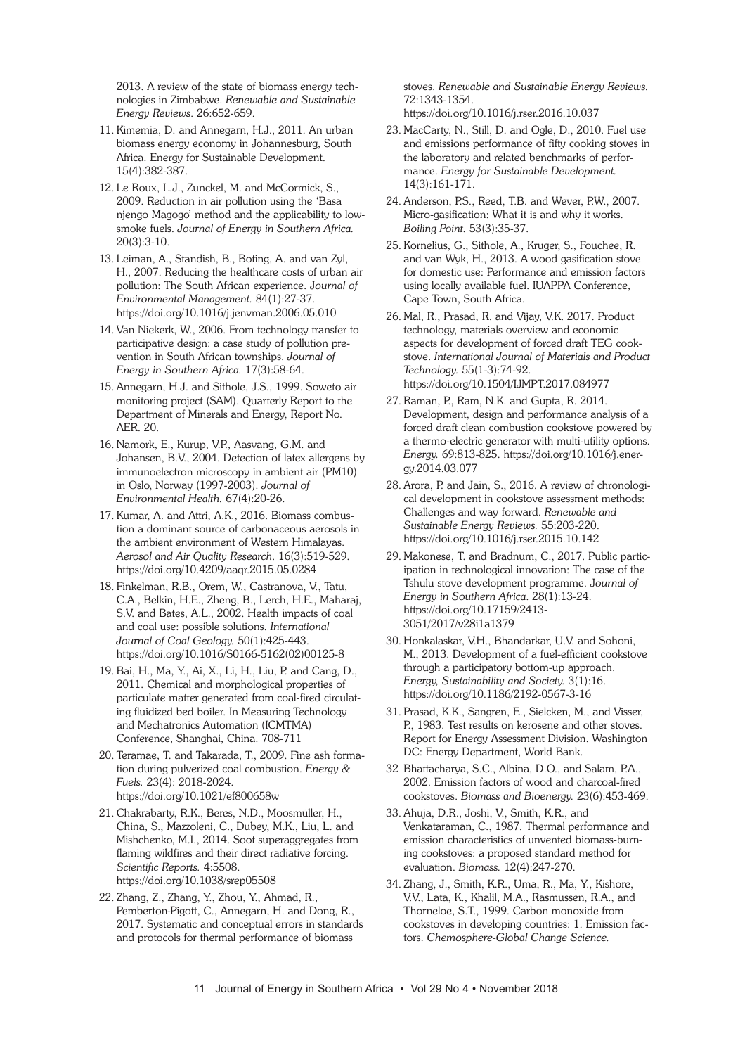2013. A review of the state of biomass energy technologies in Zimbabwe. *Renewable and Sustainable Energy Reviews*. 26:652-659.

11. Kimemia, D. and Annegarn, H.J., 2011. An urban biomass energy economy in Johannesburg, South Africa. Energy for Sustainable Development. 15(4):382-387.

12. Le Roux, L.J., Zunckel, M. and McCormick, S., 2009. Reduction in air pollution using the 'Basa njengo Magogo' method and the applicability to low-smoke fuels. *Journal of Energy in Southern Africa.* 20(3):3-10.

13. Leiman, A., Standish, B., Boting, A. and van Zyl, H., 2007. Reducing the healthcare costs of urban air pollution: The South African experience. *Journal of Environmental Management.* 84(1):27-37. https://doi.org/10.1016/j.jenvman.2006.05.010

14. Van Niekerk, W., 2006. From technology transfer to participative design: a case study of pollution prevention in South African townships. *Journal of Energy in Southern Africa.* 17(3):58-64.

15. Annegarn, H.J. and Sithole, J.S., 1999. Soweto air monitoring project (SAM). Quarterly Report to the Department of Minerals and Energy, Report No. AER. 20.

16. Namork, E., Kurup, V.P., Aasvang, G.M. and Johansen, B.V., 2004. Detection of latex allergens by immunoelectron microscopy in ambient air (PM10) in Oslo, Norway (1997-2003). *Journal of Environmental Health.* 67(4):20-26.

17. Kumar, A. and Attri, A.K., 2016. Biomass combustion a dominant source of carbonaceous aerosols in the ambient environment of Western Himalayas. *Aerosol and Air Quality Research*. 16(3):519-529. https://doi.org/10.4209/aaqr.2015.05.0284

18. Finkelman, R.B., Orem, W., Castranova, V., Tatu, C.A., Belkin, H.E., Zheng, B., Lerch, H.E., Maharaj, S.V. and Bates, A.L., 2002. Health impacts of coal and coal use: possible solutions. *International Journal of Coal Geology.* 50(1):425-443. https://doi.org/10.1016/S0166-5162(02)00125-8

19. Bai, H., Ma, Y., Ai, X., Li, H., Liu, P. and Cang, D., 2011. Chemical and morphological properties of particulate matter generated from coal-fired circulating fluidized bed boiler. In Measuring Technology and Mechatronics Automation (ICMTMA) Conference, Shanghai, China. 708-711

20. Teramae, T. and Takarada, T., 2009. Fine ash formation during pulverized coal combustion. *Energy & Fuels.* 23(4): 2018-2024. https://doi.org/10.1021/ef800658w

21. Chakrabarty, R.K., Beres, N.D., Moosmüller, H., China, S., Mazzoleni, C., Dubey, M.K., Liu, L. and Mishchenko, M.I., 2014. Soot superaggregates from flaming wildfires and their direct radiative forcing. *Scientific Reports.* 4:5508. https://doi.org/10.1038/srep05508

22. Zhang, Z., Zhang, Y., Zhou, Y., Ahmad, R., Pemberton-Pigott, C., Annegarn, H. and Dong, R., 2017. Systematic and conceptual errors in standards and protocols for thermal performance of biomass stoves. *Renewable and Sustainable Energy Reviews.* 72:1343-1354. https://doi.org/10.1016/j.rser.2016.10.037

23. MacCarty, N., Still, D. and Ogle, D., 2010. Fuel use and emissions performance of fifty cooking stoves in the laboratory and related benchmarks of performance. *Energy for Sustainable Development.* 14(3):161-171.

24. Anderson, P.S., Reed, T.B. and Wever, P.W., 2007. Micro-gasification: What it is and why it works. *Boiling Point.* 53(3):35-37.

25. Kornelius, G., Sithole, A., Kruger, S., Fouchee, R. and van Wyk, H., 2013. A wood gasification stove for domestic use: Performance and emission factors using locally available fuel. IUAPPA Conference, Cape Town, South Africa.

26. Mal, R., Prasad, R. and Vijay, V.K. 2017. Product technology, materials overview and economic aspects for development of forced draft TEG cookstove. *International Journal of Materials and Product Technology.* 55(1-3):74-92. https://doi.org/10.1504/IJMPT.2017.084977

27. Raman, P., Ram, N.K. and Gupta, R. 2014. Development, design and performance analysis of a forced draft clean combustion cookstove powered by a thermo-electric generator with multi-utility options. *Energy.* 69:813-825. https://doi.org/10.1016/j.energy.2014.03.077

28. Arora, P. and Jain, S., 2016. A review of chronological development in cookstove assessment methods: Challenges and way forward. *Renewable and Sustainable Energy Reviews.* 55:203-220. https://doi.org/10.1016/j.rser.2015.10.142

29. Makonese, T. and Bradnum, C., 2017. Public participation in technological innovation: The case of the Tshulu stove development programme. *Journal of Energy in Southern Africa.* 28(1):13-24. https://doi.org/10.17159/2413-3051/2017/v28i1a1379

30. Honkalaskar, V.H., Bhandarkar, U.V. and Sohoni, M., 2013. Development of a fuel-efficient cookstove through a participatory bottom-up approach. *Energy, Sustainability and Society.* 3(1):16. https://doi.org/10.1186/2192-0567-3-16

31. Prasad, K.K., Sangren, E., Sielcken, M., and Visser, P., 1983. Test results on kerosene and other stoves. Report for Energy Assessment Division. Washington DC: Energy Department, World Bank.

32. Bhattacharya, S.C., Albina, D.O., and Salam, P.A., 2002. Emission factors of wood and charcoal-fired cookstoves. *Biomass and Bioenergy.* 23(6):453-469.

33. Ahuja, D.R., Joshi, V., Smith, K.R., and Venkataraman, C., 1987. Thermal performance and emission characteristics of unvented biomass-burning cookstoves: a proposed standard method for evaluation. *Biomass.* 12(4):247-270.

34. Zhang, J., Smith, K.R., Uma, R., Ma, Y., Kishore, V.V., Lata, K., Khalil, M.A., Rasmussen, R.A., and Thorneloe, S.T., 1999. Carbon monoxide from cookstoves in developing countries: 1. Emission factors. *Chemosphere-Global Change Science.*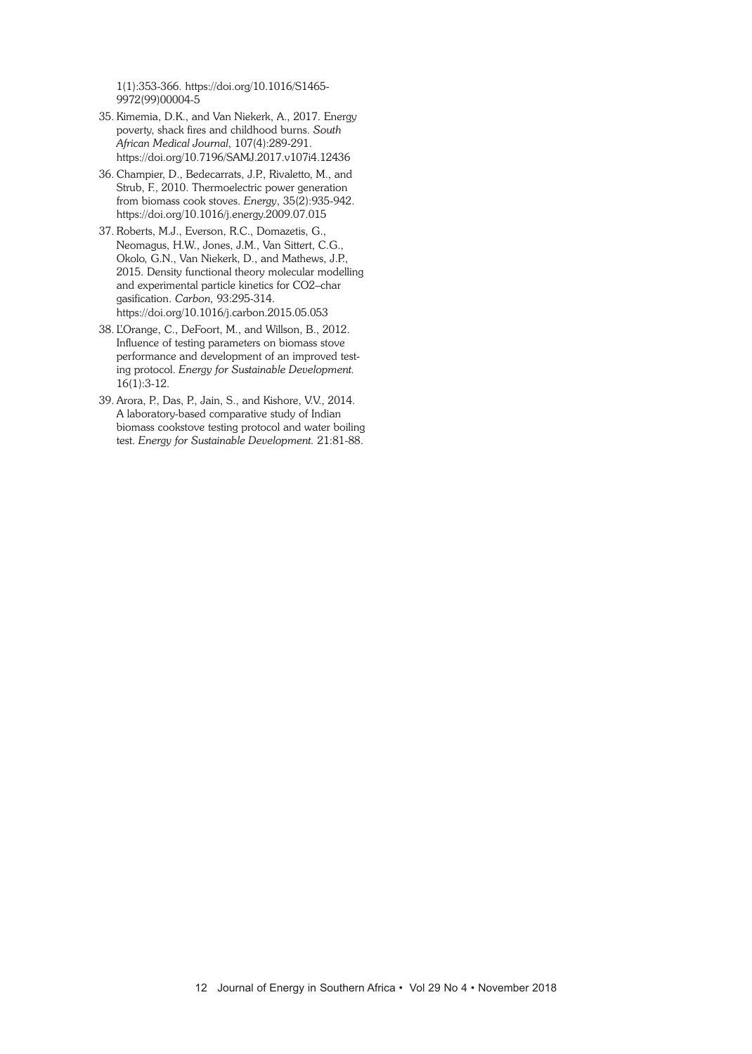1(1):353-366. https://doi.org/10.1016/S1465-9972(99)00004-5

35. Kimemia, D.K., and Van Niekerk, A., 2017. Energy poverty, shack fires and childhood burns. *South African Medical Journal*, 107(4):289-291. https://doi.org/10.7196/SAMJ.2017.v107i4.12436
36. Champier, D., Bedecarrats, J.P., Rivaletto, M., and Strub, F., 2010. Thermoelectric power generation from biomass cook stoves. *Energy*, 35(2):935-942. https://doi.org/10.1016/j.energy.2009.07.015
37. Roberts, M.J., Everson, R.C., Domazetis, G., Neomagus, H.W., Jones, J.M., Van Sittert, C.G., Okolo, G.N., Van Niekerk, D., and Mathews, J.P., 2015. Density functional theory molecular modelling and experimental particle kinetics for CO2–char gasification. *Carbon,* 93:295-314. https://doi.org/10.1016/j.carbon.2015.05.053
38. L'Orange, C., DeFoort, M., and Willson, B., 2012. Influence of testing parameters on biomass stove performance and development of an improved testing protocol. *Energy for Sustainable Development.* 16(1):3-12.
39. Arora, P., Das, P., Jain, S., and Kishore, V.V., 2014. A laboratory-based comparative study of Indian biomass cookstove testing protocol and water boiling test. *Energy for Sustainable Development.* 21:81-88.